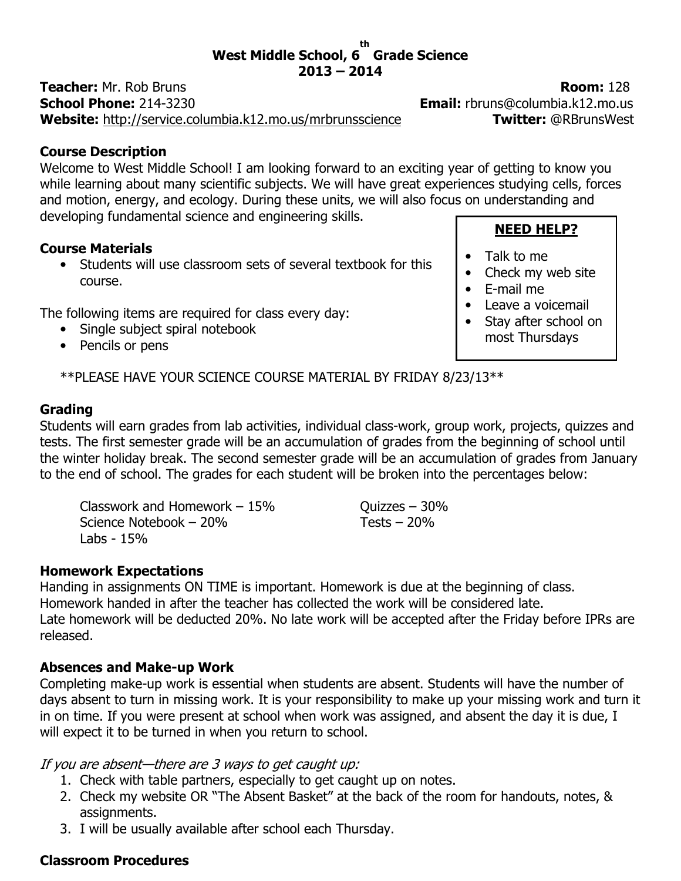# West Middle School, 6th Grade Science
## 2013 – 2014

**Teacher:** Mr. Rob Bruns  **Room:** 128
**School Phone:** 214-3230  **Email:** rbruns@columbia.k12.mo.us
**Website:** http://service.columbia.k12.mo.us/mrbrunsscience  **Twitter:** @RBrunsWest

### Course Description

Welcome to West Middle School! I am looking forward to an exciting year of getting to know you while learning about many scientific subjects. We will have great experiences studying cells, forces and motion, energy, and ecology. During these units, we will also focus on understanding and developing fundamental science and engineering skills.

### Course Materials

- Students will use classroom sets of several textbook for this course.

The following items are required for class every day:

- Single subject spiral notebook
- Pencils or pens

**NEED HELP?**

- Talk to me
- Check my web site
- E-mail me
- Leave a voicemail
- Stay after school on most Thursdays

**PLEASE HAVE YOUR SCIENCE COURSE MATERIAL BY FRIDAY 8/23/13**

### Grading

Students will earn grades from lab activities, individual class-work, group work, projects, quizzes and tests. The first semester grade will be an accumulation of grades from the beginning of school until the winter holiday break. The second semester grade will be an accumulation of grades from January to the end of school. The grades for each student will be broken into the percentages below:

Classwork and Homework – 15%
Science Notebook – 20%
Labs - 15%
Quizzes – 30%
Tests – 20%

### Homework Expectations

Handing in assignments ON TIME is important. Homework is due at the beginning of class. Homework handed in after the teacher has collected the work will be considered late.
Late homework will be deducted 20%. No late work will be accepted after the Friday before IPRs are released.

### Absences and Make-up Work

Completing make-up work is essential when students are absent. Students will have the number of days absent to turn in missing work. It is your responsibility to make up your missing work and turn it in on time. If you were present at school when work was assigned, and absent the day it is due, I will expect it to be turned in when you return to school.

*If you are absent—there are 3 ways to get caught up:*

1. Check with table partners, especially to get caught up on notes.
2. Check my website OR "The Absent Basket" at the back of the room for handouts, notes, & assignments.
3. I will be usually available after school each Thursday.

### Classroom Procedures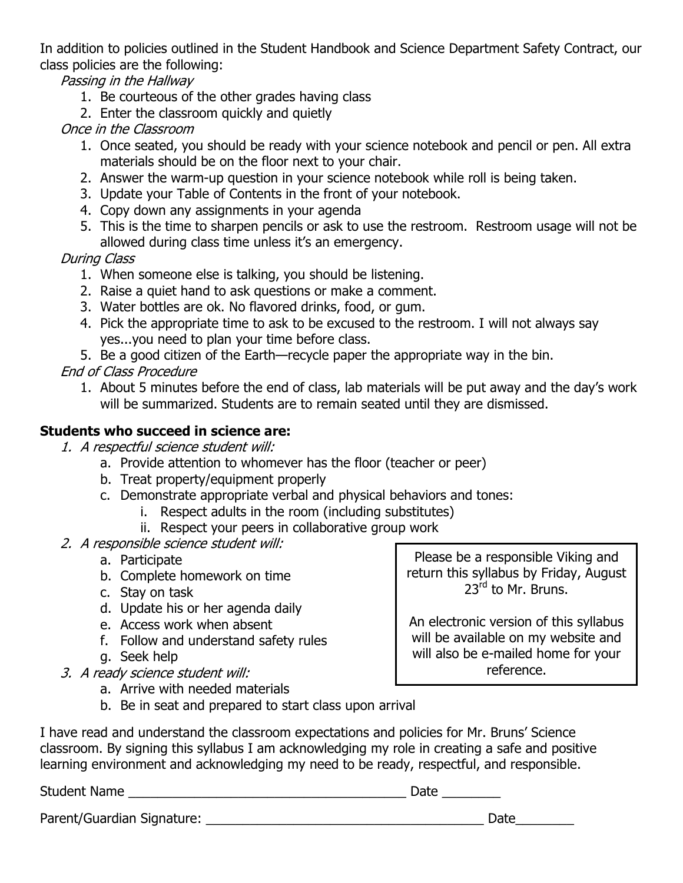In addition to policies outlined in the Student Handbook and Science Department Safety Contract, our class policies are the following:

*Passing in the Hallway*

1. Be courteous of the other grades having class
2. Enter the classroom quickly and quietly

*Once in the Classroom*

1. Once seated, you should be ready with your science notebook and pencil or pen. All extra materials should be on the floor next to your chair.
2. Answer the warm-up question in your science notebook while roll is being taken.
3. Update your Table of Contents in the front of your notebook.
4. Copy down any assignments in your agenda
5. This is the time to sharpen pencils or ask to use the restroom. Restroom usage will not be allowed during class time unless it's an emergency.

*During Class*

1. When someone else is talking, you should be listening.
2. Raise a quiet hand to ask questions or make a comment.
3. Water bottles are ok. No flavored drinks, food, or gum.
4. Pick the appropriate time to ask to be excused to the restroom. I will not always say yes...you need to plan your time before class.
5. Be a good citizen of the Earth—recycle paper the appropriate way in the bin.

*End of Class Procedure*

1. About 5 minutes before the end of class, lab materials will be put away and the day's work will be summarized. Students are to remain seated until they are dismissed.

**Students who succeed in science are:**

1. *A respectful science student will:*
   a. Provide attention to whomever has the floor (teacher or peer)
   b. Treat property/equipment properly
   c. Demonstrate appropriate verbal and physical behaviors and tones:
      i. Respect adults in the room (including substitutes)
      ii. Respect your peers in collaborative group work
2. *A responsible science student will:*
   a. Participate
   b. Complete homework on time
   c. Stay on task
   d. Update his or her agenda daily
   e. Access work when absent
   f. Follow and understand safety rules
   g. Seek help
3. *A ready science student will:*
   a. Arrive with needed materials
   b. Be in seat and prepared to start class upon arrival

Please be a responsible Viking and return this syllabus by Friday, August 23rd to Mr. Bruns.

An electronic version of this syllabus will be available on my website and will also be e-mailed home for your reference.

I have read and understand the classroom expectations and policies for Mr. Bruns' Science classroom. By signing this syllabus I am acknowledging my role in creating a safe and positive learning environment and acknowledging my need to be ready, respectful, and responsible.

Student Name ______________________________________ Date ________

Parent/Guardian Signature: ______________________________________ Date________